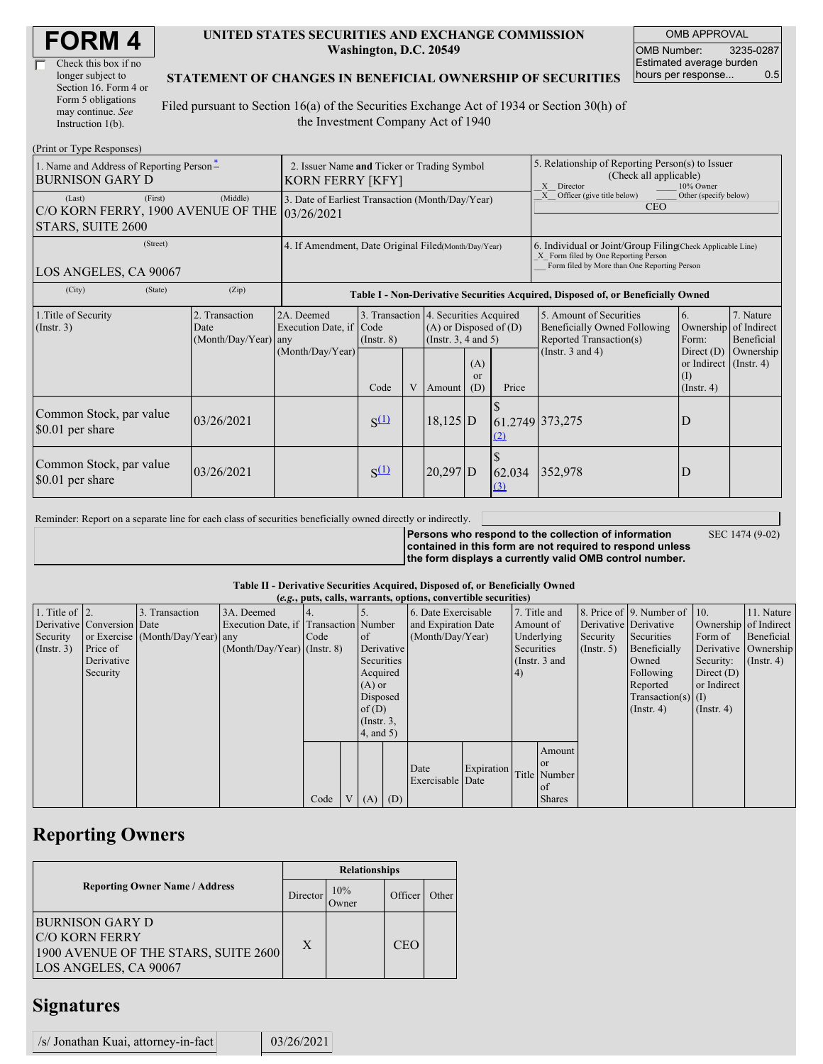# FORM 4

☐ Check this box if no longer subject to Section 16. Form 4 or Form 5 obligations may continue. *See* Instruction 1(b).

**UNITED STATES SECURITIES AND EXCHANGE COMMISSION**
**Washington, D.C. 20549**

**STATEMENT OF CHANGES IN BENEFICIAL OWNERSHIP OF SECURITIES**

Filed pursuant to Section 16(a) of the Securities Exchange Act of 1934 or Section 30(h) of the Investment Company Act of 1940

| OMB APPROVAL | |
|---|---|
| OMB Number: | 3235-0287 |
| Estimated average burden hours per response... | 0.5 |

(Print or Type Responses)

| 1. Name and Address of Reporting Person* | 2. Issuer Name and Ticker or Trading Symbol | 5. Relationship of Reporting Person(s) to Issuer (Check all applicable) |
|---|---|---|
| BURNISON GARY D | KORN FERRY [KFY] | _X_ Director ___ 10% Owner |
| (Last) (First) (Middle) C/O KORN FERRY, 1900 AVENUE OF THE STARS, SUITE 2600 | 3. Date of Earliest Transaction (Month/Day/Year) 03/26/2021 | _X_ Officer (give title below) ___ Other (specify below) CEO |
| (Street) LOS ANGELES, CA 90067 | 4. If Amendment, Date Original Filed (Month/Day/Year) | 6. Individual or Joint/Group Filing (Check Applicable Line) _X_ Form filed by One Reporting Person ___ Form filed by More than One Reporting Person |
| (City) (State) (Zip) | | |

**Table I - Non-Derivative Securities Acquired, Disposed of, or Beneficially Owned**

| 1.Title of Security (Instr. 3) | 2. Transaction Date (Month/Day/Year) | 2A. Deemed Execution Date, if any (Month/Day/Year) | 3. Transaction Code (Instr. 8) | | 4. Securities Acquired (A) or Disposed of (D) (Instr. 3, 4 and 5) | | | 5. Amount of Securities Beneficially Owned Following Reported Transaction(s) (Instr. 3 and 4) | 6. Ownership Form: Direct (D) or Indirect (I) (Instr. 4) | 7. Nature of Indirect Beneficial Ownership (Instr. 4) |
|---|---|---|---|---|---|---|---|---|---|---|
| | | | Code | V | Amount | (A) or (D) | Price | | | |
| Common Stock, par value $0.01 per share | 03/26/2021 | | S[(1)] | | 18,125 | D | $ 61.2749 [(2)] | 373,275 | D | |
| Common Stock, par value $0.01 per share | 03/26/2021 | | S[(1)] | | 20,297 | D | $ 62.034 [(3)] | 352,978 | D | |

Reminder: Report on a separate line for each class of securities beneficially owned directly or indirectly.

**Persons who respond to the collection of information contained in this form are not required to respond unless the form displays a currently valid OMB control number.** SEC 1474 (9-02)

**Table II - Derivative Securities Acquired, Disposed of, or Beneficially Owned**
***(e.g., puts, calls, warrants, options, convertible securities)***

| 1. Title of Derivative Security (Instr. 3) | 2. Conversion or Exercise Price of Derivative Security | 3. Transaction Date (Month/Day/Year) | 3A. Deemed Execution Date, if any (Month/Day/Year) | 4. Transaction Code (Instr. 8) | | 5. Number of Derivative Securities Acquired (A) or Disposed of (D) (Instr. 3, 4, and 5) | | 6. Date Exercisable and Expiration Date (Month/Day/Year) | | 7. Title and Amount of Underlying Securities (Instr. 3 and 4) | | 8. Price of Derivative Security (Instr. 5) | 9. Number of Derivative Securities Beneficially Owned Following Reported Transaction(s) (Instr. 4) | 10. Ownership Form of Derivative Security: Direct (D) or Indirect (I) (Instr. 4) | 11. Nature of Indirect Beneficial Ownership (Instr. 4) |
|---|---|---|---|---|---|---|---|---|---|---|---|---|---|---|---|
| | | | | Code | V | (A) | (D) | Date Exercisable | Expiration Date | Title | Amount or Number of Shares | | | | |

## Reporting Owners

| Reporting Owner Name / Address | Relationships | | | |
|---|---|---|---|---|
| | Director | 10% Owner | Officer | Other |
| BURNISON GARY D C/O KORN FERRY 1900 AVENUE OF THE STARS, SUITE 2600 LOS ANGELES, CA 90067 | X | | CEO | |

## Signatures

| /s/ Jonathan Kuai, attorney-in-fact | 03/26/2021 |
|---|---|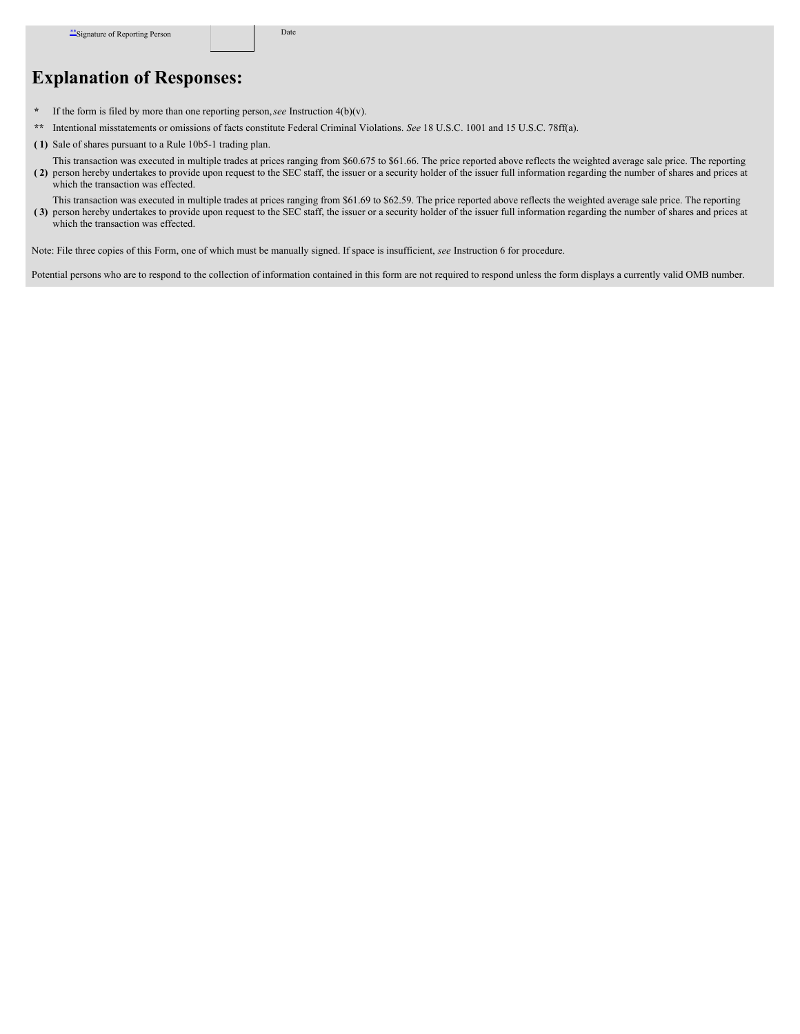| **Signature of Reporting Person | | Date |
|---|---|---|

## Explanation of Responses:

| | |
|---|---|
| * | If the form is filed by more than one reporting person, *see* Instruction 4(b)(v). |
| ** | Intentional misstatements or omissions of facts constitute Federal Criminal Violations. *See* 18 U.S.C. 1001 and 15 U.S.C. 78ff(a). |
| **( 1)** | Sale of shares pursuant to a Rule 10b5-1 trading plan. |
| **( 2)** | This transaction was executed in multiple trades at prices ranging from $60.675 to $61.66. The price reported above reflects the weighted average sale price. The reporting person hereby undertakes to provide upon request to the SEC staff, the issuer or a security holder of the issuer full information regarding the number of shares and prices at which the transaction was effected. |
| **( 3)** | This transaction was executed in multiple trades at prices ranging from $61.69 to $62.59. The price reported above reflects the weighted average sale price. The reporting person hereby undertakes to provide upon request to the SEC staff, the issuer or a security holder of the issuer full information regarding the number of shares and prices at which the transaction was effected. |

Note: File three copies of this Form, one of which must be manually signed. If space is insufficient, *see* Instruction 6 for procedure.

Potential persons who are to respond to the collection of information contained in this form are not required to respond unless the form displays a currently valid OMB number.